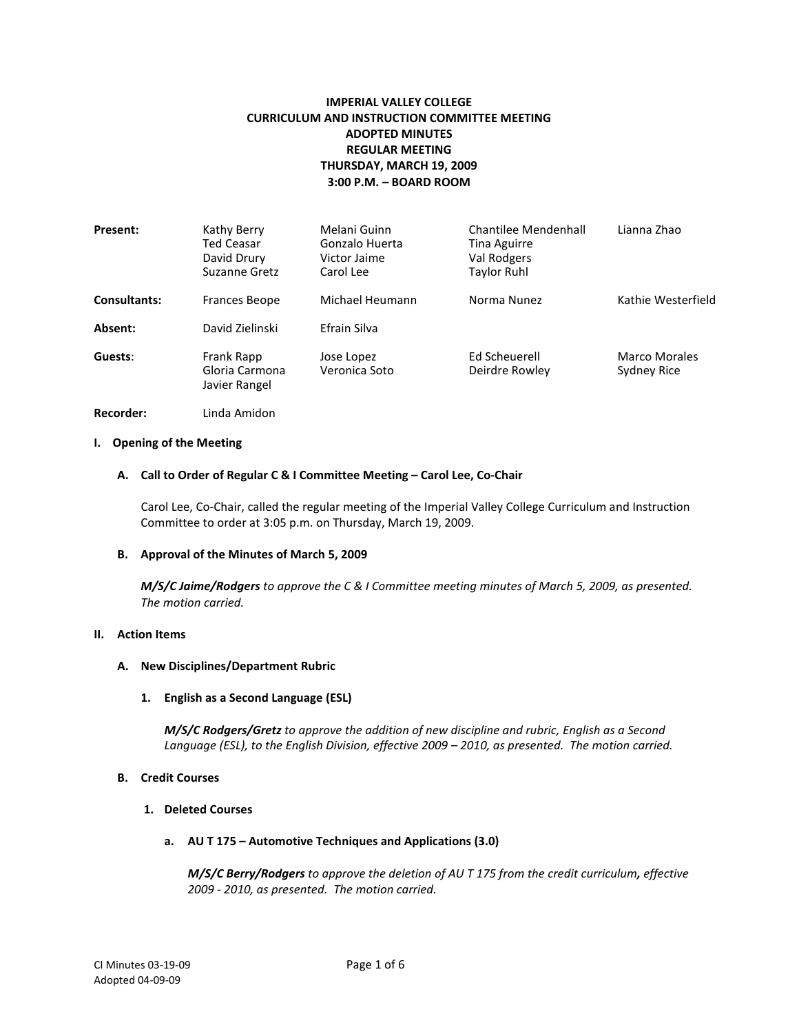# IMPERIAL VALLEY COLLEGE
## CURRICULUM AND INSTRUCTION COMMITTEE MEETING
## ADOPTED MINUTES
## REGULAR MEETING
## THURSDAY, MARCH 19, 2009
## 3:00 P.M. – BOARD ROOM

| | | | | |
|---|---|---|---|---|
| **Present:** | Kathy Berry | Melani Guinn | Chantilee Mendenhall | Lianna Zhao |
| | Ted Ceasar | Gonzalo Huerta | Tina Aguirre | |
| | David Drury | Victor Jaime | Val Rodgers | |
| | Suzanne Gretz | Carol Lee | Taylor Ruhl | |
| **Consultants:** | Frances Beope | Michael Heumann | Norma Nunez | Kathie Westerfield |
| **Absent:** | David Zielinski | Efrain Silva | | |
| **Guests**: | Frank Rapp | Jose Lopez | Ed Scheuerell | Marco Morales |
| | Gloria Carmona | Veronica Soto | Deirdre Rowley | Sydney Rice |
| | Javier Rangel | | | |
| **Recorder:** | Linda Amidon | | | |

**I. Opening of the Meeting**

**A. Call to Order of Regular C & I Committee Meeting – Carol Lee, Co-Chair**

Carol Lee, Co-Chair, called the regular meeting of the Imperial Valley College Curriculum and Instruction Committee to order at 3:05 p.m. on Thursday, March 19, 2009.

**B. Approval of the Minutes of March 5, 2009**

***M/S/C Jaime/Rodgers*** *to approve the C & I Committee meeting minutes of March 5, 2009, as presented. The motion carried.*

**II. Action Items**

**A. New Disciplines/Department Rubric**

**1. English as a Second Language (ESL)**

***M/S/C Rodgers/Gretz*** *to approve the addition of new discipline and rubric, English as a Second Language (ESL), to the English Division, effective 2009 – 2010, as presented. The motion carried.*

**B. Credit Courses**

**1. Deleted Courses**

**a. AU T 175 – Automotive Techniques and Applications (3.0)**

***M/S/C Berry/Rodgers*** *to approve the deletion of AU T 175 from the credit curriculum**,** effective 2009 - 2010, as presented. The motion carried.*

CI Minutes 03-19-09
Adopted 04-09-09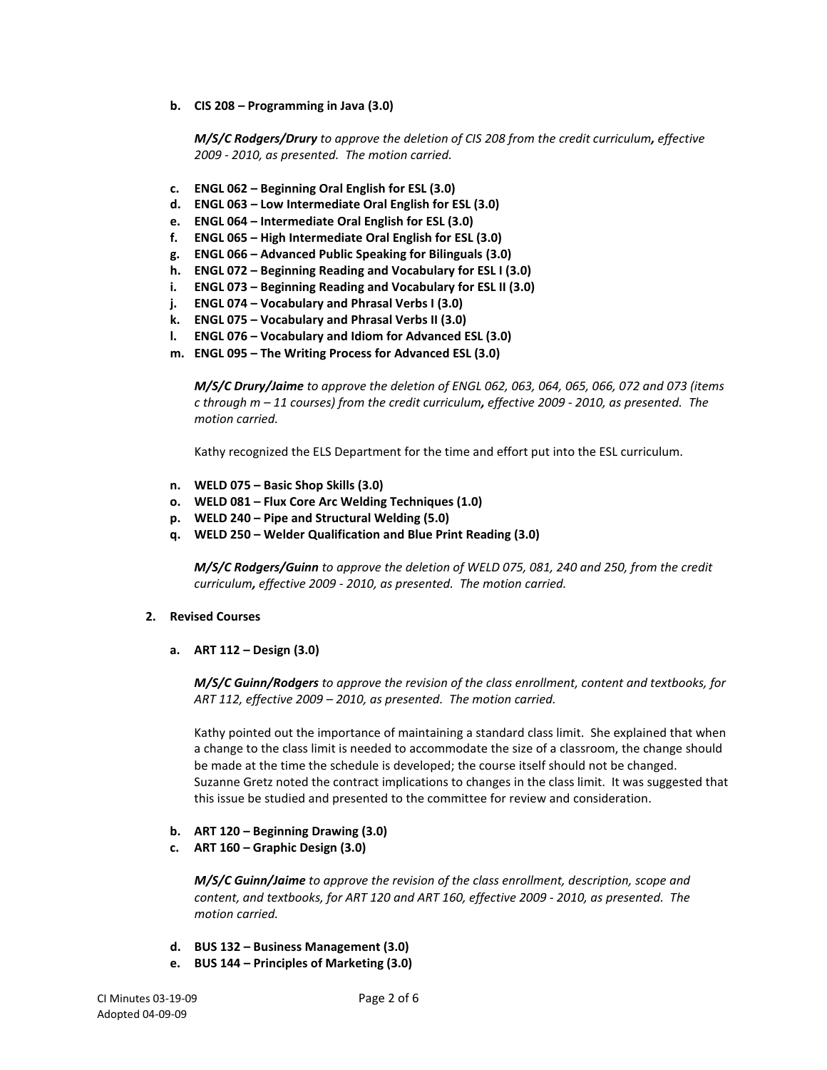b. **CIS 208 – Programming in Java (3.0)**

   ***M/S/C Rodgers/Drury*** *to approve the deletion of CIS 208 from the credit curriculum**,** effective 2009 - 2010, as presented. The motion carried.*

c. **ENGL 062 – Beginning Oral English for ESL (3.0)**
d. **ENGL 063 – Low Intermediate Oral English for ESL (3.0)**
e. **ENGL 064 – Intermediate Oral English for ESL (3.0)**
f. **ENGL 065 – High Intermediate Oral English for ESL (3.0)**
g. **ENGL 066 – Advanced Public Speaking for Bilinguals (3.0)**
h. **ENGL 072 – Beginning Reading and Vocabulary for ESL I (3.0)**
i. **ENGL 073 – Beginning Reading and Vocabulary for ESL II (3.0)**
j. **ENGL 074 – Vocabulary and Phrasal Verbs I (3.0)**
k. **ENGL 075 – Vocabulary and Phrasal Verbs II (3.0)**
l. **ENGL 076 – Vocabulary and Idiom for Advanced ESL (3.0)**
m. **ENGL 095 – The Writing Process for Advanced ESL (3.0)**

   ***M/S/C Drury/Jaime*** *to approve the deletion of ENGL 062, 063, 064, 065, 066, 072 and 073 (items c through m – 11 courses) from the credit curriculum**,** effective 2009 - 2010, as presented. The motion carried.*

   Kathy recognized the ELS Department for the time and effort put into the ESL curriculum.

n. **WELD 075 – Basic Shop Skills (3.0)**
o. **WELD 081 – Flux Core Arc Welding Techniques (1.0)**
p. **WELD 240 – Pipe and Structural Welding (5.0)**
q. **WELD 250 – Welder Qualification and Blue Print Reading (3.0)**

   ***M/S/C Rodgers/Guinn*** *to approve the deletion of WELD 075, 081, 240 and 250, from the credit curriculum**,** effective 2009 - 2010, as presented. The motion carried.*

2. **Revised Courses**

a. **ART 112 – Design (3.0)**

   ***M/S/C Guinn/Rodgers*** *to approve the revision of the class enrollment, content and textbooks, for ART 112, effective 2009 – 2010, as presented. The motion carried.*

   Kathy pointed out the importance of maintaining a standard class limit. She explained that when a change to the class limit is needed to accommodate the size of a classroom, the change should be made at the time the schedule is developed; the course itself should not be changed. Suzanne Gretz noted the contract implications to changes in the class limit. It was suggested that this issue be studied and presented to the committee for review and consideration.

b. **ART 120 – Beginning Drawing (3.0)**
c. **ART 160 – Graphic Design (3.0)**

   ***M/S/C Guinn/Jaime*** *to approve the revision of the class enrollment, description, scope and content, and textbooks, for ART 120 and ART 160, effective 2009 - 2010, as presented. The motion carried.*

d. **BUS 132 – Business Management (3.0)**
e. **BUS 144 – Principles of Marketing (3.0)**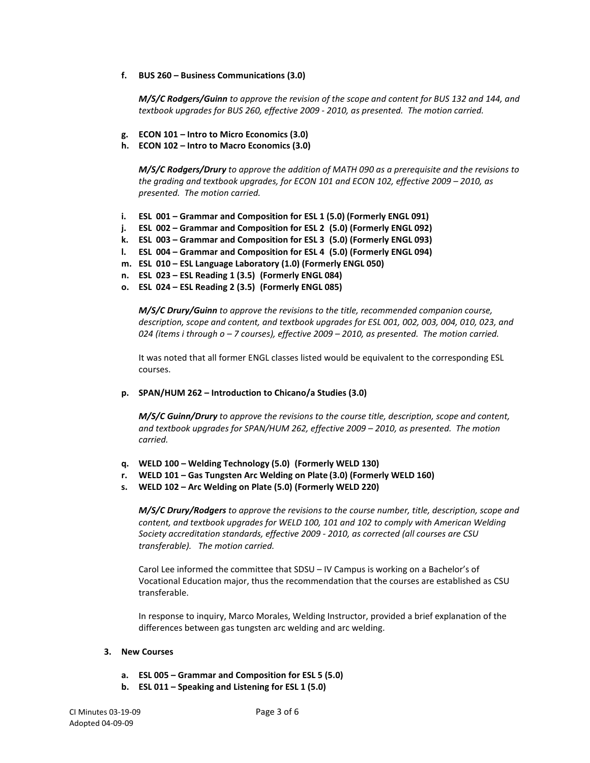f. **BUS 260 – Business Communications (3.0)**

   ***M/S/C Rodgers/Guinn*** *to approve the revision of the scope and content for BUS 132 and 144, and textbook upgrades for BUS 260, effective 2009 - 2010, as presented. The motion carried.*

g. **ECON 101 – Intro to Micro Economics (3.0)**
h. **ECON 102 – Intro to Macro Economics (3.0)**

   ***M/S/C Rodgers/Drury*** *to approve the addition of MATH 090 as a prerequisite and the revisions to the grading and textbook upgrades, for ECON 101 and ECON 102, effective 2009 – 2010, as presented. The motion carried.*

i. **ESL 001 – Grammar and Composition for ESL 1 (5.0) (Formerly ENGL 091)**
j. **ESL 002 – Grammar and Composition for ESL 2 (5.0) (Formerly ENGL 092)**
k. **ESL 003 – Grammar and Composition for ESL 3 (5.0) (Formerly ENGL 093)**
l. **ESL 004 – Grammar and Composition for ESL 4 (5.0) (Formerly ENGL 094)**
m. **ESL 010 – ESL Language Laboratory (1.0) (Formerly ENGL 050)**
n. **ESL 023 – ESL Reading 1 (3.5) (Formerly ENGL 084)**
o. **ESL 024 – ESL Reading 2 (3.5) (Formerly ENGL 085)**

   ***M/S/C Drury/Guinn*** *to approve the revisions to the title, recommended companion course, description, scope and content, and textbook upgrades for ESL 001, 002, 003, 004, 010, 023, and 024 (items i through o – 7 courses), effective 2009 – 2010, as presented. The motion carried.*

   It was noted that all former ENGL classes listed would be equivalent to the corresponding ESL courses.

p. **SPAN/HUM 262 – Introduction to Chicano/a Studies (3.0)**

   ***M/S/C Guinn/Drury*** *to approve the revisions to the course title, description, scope and content, and textbook upgrades for SPAN/HUM 262, effective 2009 – 2010, as presented. The motion carried.*

q. **WELD 100 – Welding Technology (5.0) (Formerly WELD 130)**
r. **WELD 101 – Gas Tungsten Arc Welding on Plate (3.0) (Formerly WELD 160)**
s. **WELD 102 – Arc Welding on Plate (5.0) (Formerly WELD 220)**

   ***M/S/C Drury/Rodgers*** *to approve the revisions to the course number, title, description, scope and content, and textbook upgrades for WELD 100, 101 and 102 to comply with American Welding Society accreditation standards, effective 2009 - 2010, as corrected (all courses are CSU transferable). The motion carried.*

   Carol Lee informed the committee that SDSU – IV Campus is working on a Bachelor's of Vocational Education major, thus the recommendation that the courses are established as CSU transferable.

   In response to inquiry, Marco Morales, Welding Instructor, provided a brief explanation of the differences between gas tungsten arc welding and arc welding.

3. **New Courses**

   a. **ESL 005 – Grammar and Composition for ESL 5 (5.0)**
   b. **ESL 011 – Speaking and Listening for ESL 1 (5.0)**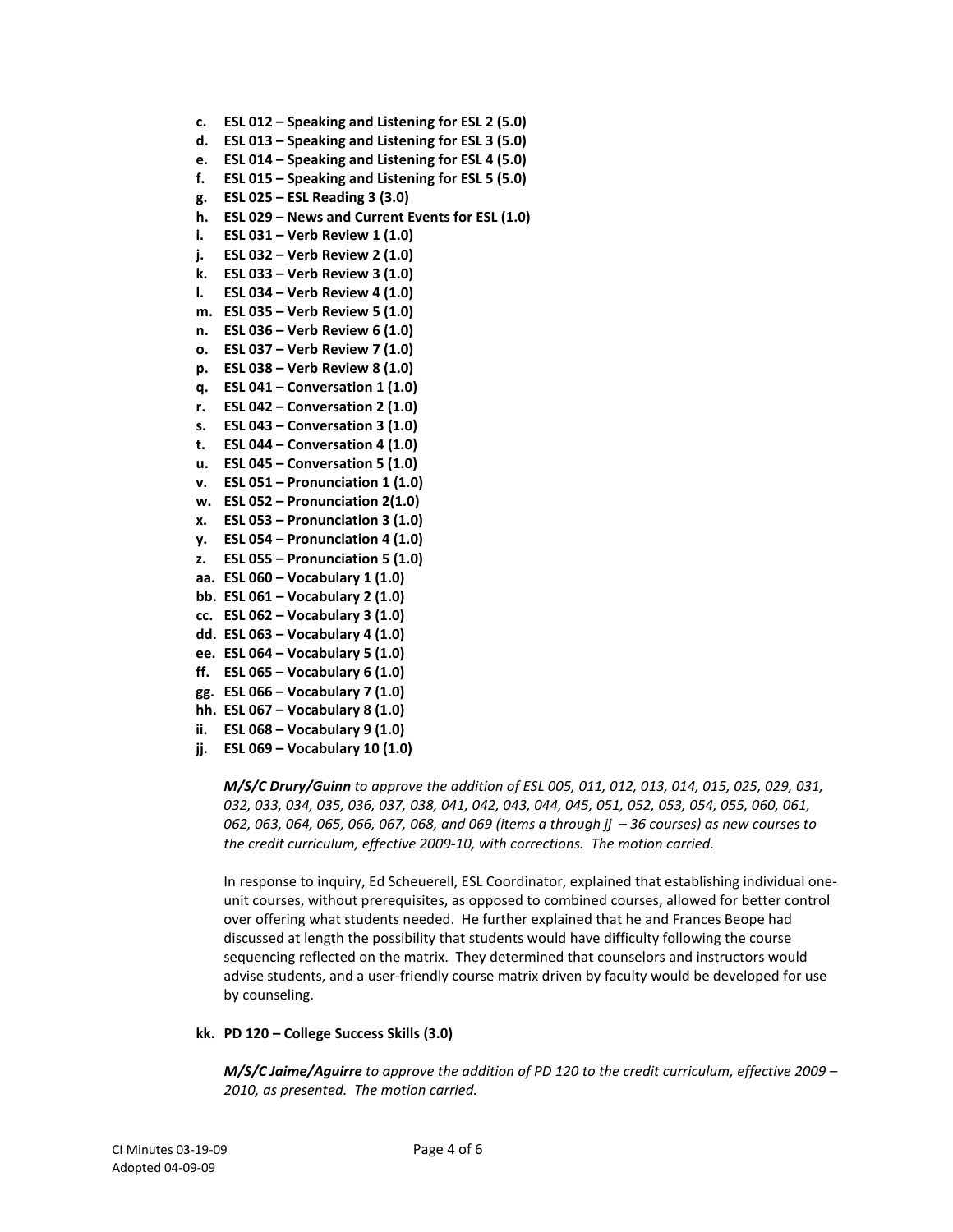c. **ESL 012 – Speaking and Listening for ESL 2 (5.0)**
d. **ESL 013 – Speaking and Listening for ESL 3 (5.0)**
e. **ESL 014 – Speaking and Listening for ESL 4 (5.0)**
f. **ESL 015 – Speaking and Listening for ESL 5 (5.0)**
g. **ESL 025 – ESL Reading 3 (3.0)**
h. **ESL 029 – News and Current Events for ESL (1.0)**
i. **ESL 031 – Verb Review 1 (1.0)**
j. **ESL 032 – Verb Review 2 (1.0)**
k. **ESL 033 – Verb Review 3 (1.0)**
l. **ESL 034 – Verb Review 4 (1.0)**
m. **ESL 035 – Verb Review 5 (1.0)**
n. **ESL 036 – Verb Review 6 (1.0)**
o. **ESL 037 – Verb Review 7 (1.0)**
p. **ESL 038 – Verb Review 8 (1.0)**
q. **ESL 041 – Conversation 1 (1.0)**
r. **ESL 042 – Conversation 2 (1.0)**
s. **ESL 043 – Conversation 3 (1.0)**
t. **ESL 044 – Conversation 4 (1.0)**
u. **ESL 045 – Conversation 5 (1.0)**
v. **ESL 051 – Pronunciation 1 (1.0)**
w. **ESL 052 – Pronunciation 2(1.0)**
x. **ESL 053 – Pronunciation 3 (1.0)**
y. **ESL 054 – Pronunciation 4 (1.0)**
z. **ESL 055 – Pronunciation 5 (1.0)**
aa. **ESL 060 – Vocabulary 1 (1.0)**
bb. **ESL 061 – Vocabulary 2 (1.0)**
cc. **ESL 062 – Vocabulary 3 (1.0)**
dd. **ESL 063 – Vocabulary 4 (1.0)**
ee. **ESL 064 – Vocabulary 5 (1.0)**
ff. **ESL 065 – Vocabulary 6 (1.0)**
gg. **ESL 066 – Vocabulary 7 (1.0)**
hh. **ESL 067 – Vocabulary 8 (1.0)**
ii. **ESL 068 – Vocabulary 9 (1.0)**
jj. **ESL 069 – Vocabulary 10 (1.0)**

***M/S/C Drury/Guinn*** *to approve the addition of ESL 005, 011, 012, 013, 014, 015, 025, 029, 031, 032, 033, 034, 035, 036, 037, 038, 041, 042, 043, 044, 045, 051, 052, 053, 054, 055, 060, 061, 062, 063, 064, 065, 066, 067, 068, and 069 (items a through jj – 36 courses) as new courses to the credit curriculum, effective 2009-10, with corrections. The motion carried.*

In response to inquiry, Ed Scheuerell, ESL Coordinator, explained that establishing individual one-unit courses, without prerequisites, as opposed to combined courses, allowed for better control over offering what students needed. He further explained that he and Frances Beope had discussed at length the possibility that students would have difficulty following the course sequencing reflected on the matrix. They determined that counselors and instructors would advise students, and a user-friendly course matrix driven by faculty would be developed for use by counseling.

kk. **PD 120 – College Success Skills (3.0)**

***M/S/C Jaime/Aguirre*** *to approve the addition of PD 120 to the credit curriculum, effective 2009 – 2010, as presented. The motion carried.*

CI Minutes 03-19-09
Adopted 04-09-09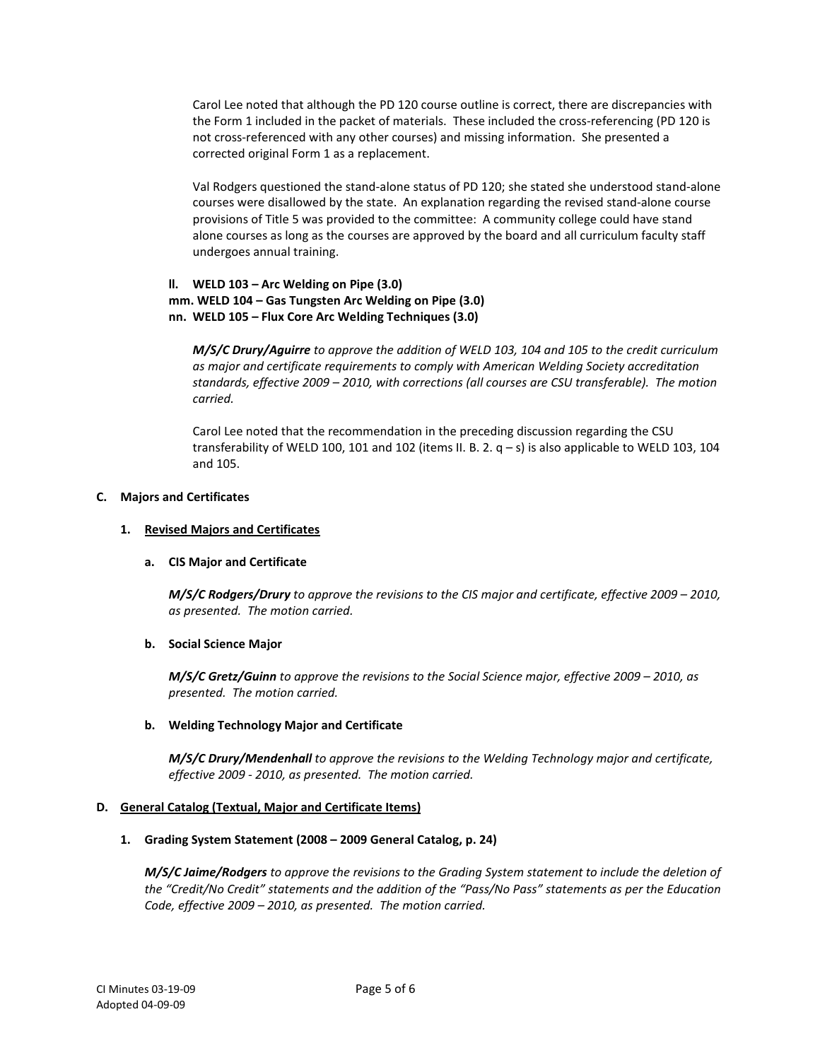Carol Lee noted that although the PD 120 course outline is correct, there are discrepancies with the Form 1 included in the packet of materials. These included the cross-referencing (PD 120 is not cross-referenced with any other courses) and missing information. She presented a corrected original Form 1 as a replacement.

Val Rodgers questioned the stand-alone status of PD 120; she stated she understood stand-alone courses were disallowed by the state. An explanation regarding the revised stand-alone course provisions of Title 5 was provided to the committee: A community college could have stand alone courses as long as the courses are approved by the board and all curriculum faculty staff undergoes annual training.

**ll. WELD 103 – Arc Welding on Pipe (3.0)**
**mm. WELD 104 – Gas Tungsten Arc Welding on Pipe (3.0)**
**nn. WELD 105 – Flux Core Arc Welding Techniques (3.0)**

***M/S/C Drury/Aguirre*** *to approve the addition of WELD 103, 104 and 105 to the credit curriculum as major and certificate requirements to comply with American Welding Society accreditation standards, effective 2009 – 2010, with corrections (all courses are CSU transferable). The motion carried.*

Carol Lee noted that the recommendation in the preceding discussion regarding the CSU transferability of WELD 100, 101 and 102 (items II. B. 2. q – s) is also applicable to WELD 103, 104 and 105.

### C. Majors and Certificates

#### 1. Revised Majors and Certificates

**a. CIS Major and Certificate**

***M/S/C Rodgers/Drury*** *to approve the revisions to the CIS major and certificate, effective 2009 – 2010, as presented. The motion carried.*

**b. Social Science Major**

***M/S/C Gretz/Guinn*** *to approve the revisions to the Social Science major, effective 2009 – 2010, as presented. The motion carried.*

**b. Welding Technology Major and Certificate**

***M/S/C Drury/Mendenhall*** *to approve the revisions to the Welding Technology major and certificate, effective 2009 - 2010, as presented. The motion carried.*

### D. General Catalog (Textual, Major and Certificate Items)

#### 1. Grading System Statement (2008 – 2009 General Catalog, p. 24)

***M/S/C Jaime/Rodgers*** *to approve the revisions to the Grading System statement to include the deletion of the "Credit/No Credit" statements and the addition of the "Pass/No Pass" statements as per the Education Code, effective 2009 – 2010, as presented. The motion carried.*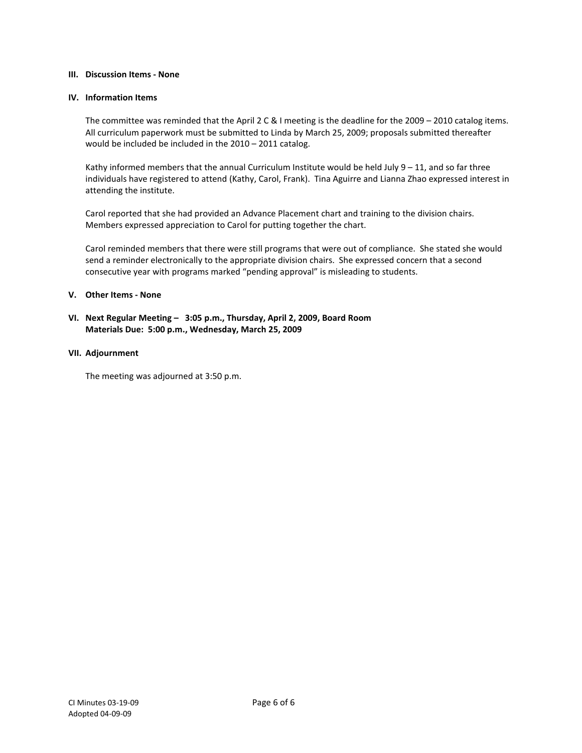## III. Discussion Items - None

## IV. Information Items

The committee was reminded that the April 2 C & I meeting is the deadline for the 2009 – 2010 catalog items. All curriculum paperwork must be submitted to Linda by March 25, 2009; proposals submitted thereafter would be included be included in the 2010 – 2011 catalog.

Kathy informed members that the annual Curriculum Institute would be held July 9 – 11, and so far three individuals have registered to attend (Kathy, Carol, Frank). Tina Aguirre and Lianna Zhao expressed interest in attending the institute.

Carol reported that she had provided an Advance Placement chart and training to the division chairs. Members expressed appreciation to Carol for putting together the chart.

Carol reminded members that there were still programs that were out of compliance. She stated she would send a reminder electronically to the appropriate division chairs. She expressed concern that a second consecutive year with programs marked "pending approval" is misleading to students.

## V. Other Items - None

## VI. Next Regular Meeting – 3:05 p.m., Thursday, April 2, 2009, Board Room
**Materials Due: 5:00 p.m., Wednesday, March 25, 2009**

## VII. Adjournment

The meeting was adjourned at 3:50 p.m.

CI Minutes 03-19-09
Adopted 04-09-09